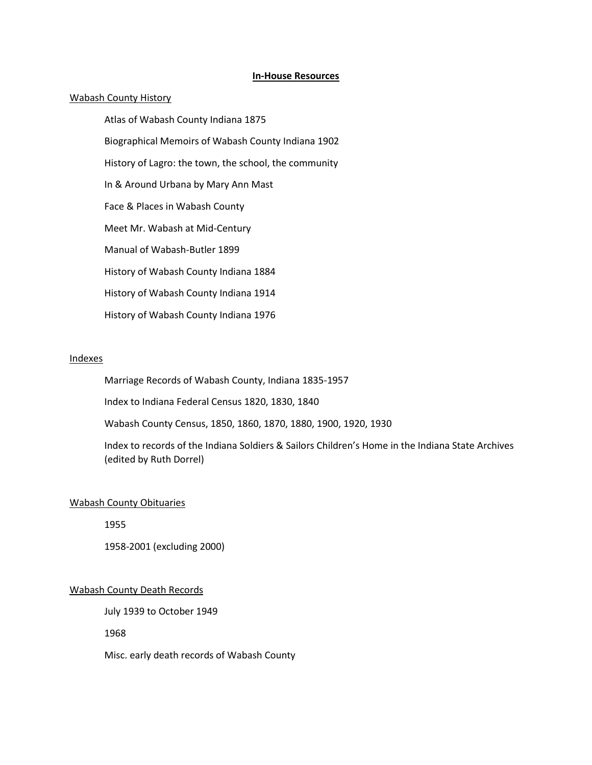# In-House Resources

## Wabash County History

- Atlas of Wabash County Indiana 1875
- Biographical Memoirs of Wabash County Indiana 1902
- History of Lagro: the town, the school, the community
- In & Around Urbana by Mary Ann Mast
- Face & Places in Wabash County
- Meet Mr. Wabash at Mid-Century
- Manual of Wabash-Butler 1899
- History of Wabash County Indiana 1884
- History of Wabash County Indiana 1914
- History of Wabash County Indiana 1976

## Indexes

- Marriage Records of Wabash County, Indiana 1835-1957
- Index to Indiana Federal Census 1820, 1830, 1840
- Wabash County Census, 1850, 1860, 1870, 1880, 1900, 1920, 1930
- Index to records of the Indiana Soldiers & Sailors Children's Home in the Indiana State Archives (edited by Ruth Dorrel)

## Wabash County Obituaries

- 1955
- 1958-2001 (excluding 2000)

## Wabash County Death Records

- July 1939 to October 1949
- 1968
- Misc. early death records of Wabash County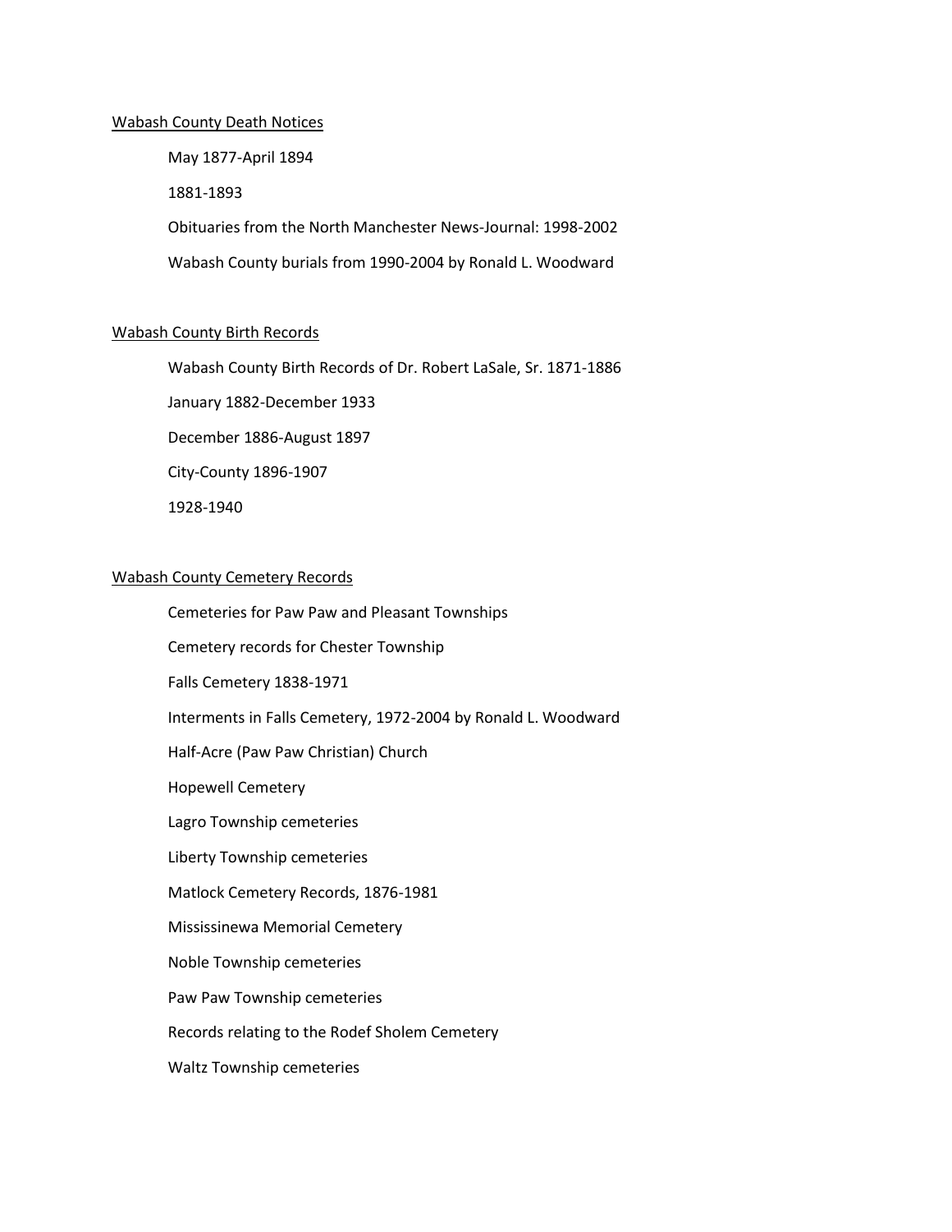## Wabash County Death Notices

- May 1877-April 1894
- 1881-1893
- Obituaries from the North Manchester News-Journal: 1998-2002
- Wabash County burials from 1990-2004 by Ronald L. Woodward

## Wabash County Birth Records

- Wabash County Birth Records of Dr. Robert LaSale, Sr. 1871-1886
- January 1882-December 1933
- December 1886-August 1897
- City-County 1896-1907
- 1928-1940

## Wabash County Cemetery Records

- Cemeteries for Paw Paw and Pleasant Townships
- Cemetery records for Chester Township
- Falls Cemetery 1838-1971
- Interments in Falls Cemetery, 1972-2004 by Ronald L. Woodward
- Half-Acre (Paw Paw Christian) Church
- Hopewell Cemetery
- Lagro Township cemeteries
- Liberty Township cemeteries
- Matlock Cemetery Records, 1876-1981
- Mississinewa Memorial Cemetery
- Noble Township cemeteries
- Paw Paw Township cemeteries
- Records relating to the Rodef Sholem Cemetery
- Waltz Township cemeteries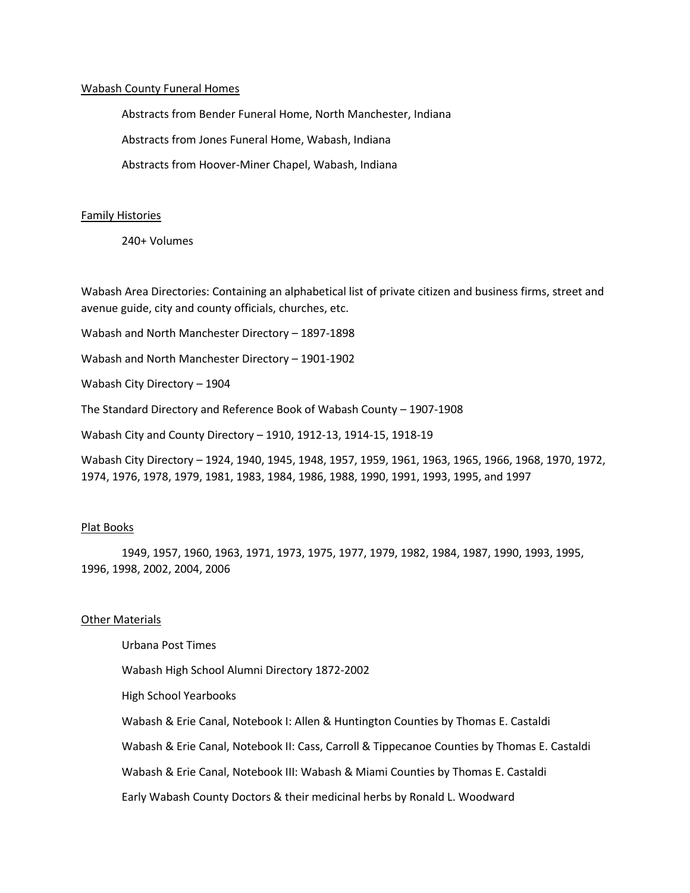<u>Wabash County Funeral Homes</u>

Abstracts from Bender Funeral Home, North Manchester, Indiana

Abstracts from Jones Funeral Home, Wabash, Indiana

Abstracts from Hoover-Miner Chapel, Wabash, Indiana

<u>Family Histories</u>

240+ Volumes

Wabash Area Directories: Containing an alphabetical list of private citizen and business firms, street and avenue guide, city and county officials, churches, etc.

Wabash and North Manchester Directory – 1897-1898

Wabash and North Manchester Directory – 1901-1902

Wabash City Directory – 1904

The Standard Directory and Reference Book of Wabash County – 1907-1908

Wabash City and County Directory – 1910, 1912-13, 1914-15, 1918-19

Wabash City Directory – 1924, 1940, 1945, 1948, 1957, 1959, 1961, 1963, 1965, 1966, 1968, 1970, 1972, 1974, 1976, 1978, 1979, 1981, 1983, 1984, 1986, 1988, 1990, 1991, 1993, 1995, and 1997

<u>Plat Books</u>

1949, 1957, 1960, 1963, 1971, 1973, 1975, 1977, 1979, 1982, 1984, 1987, 1990, 1993, 1995, 1996, 1998, 2002, 2004, 2006

<u>Other Materials</u>

Urbana Post Times

Wabash High School Alumni Directory 1872-2002

High School Yearbooks

Wabash & Erie Canal, Notebook I: Allen & Huntington Counties by Thomas E. Castaldi

Wabash & Erie Canal, Notebook II: Cass, Carroll & Tippecanoe Counties by Thomas E. Castaldi

Wabash & Erie Canal, Notebook III: Wabash & Miami Counties by Thomas E. Castaldi

Early Wabash County Doctors & their medicinal herbs by Ronald L. Woodward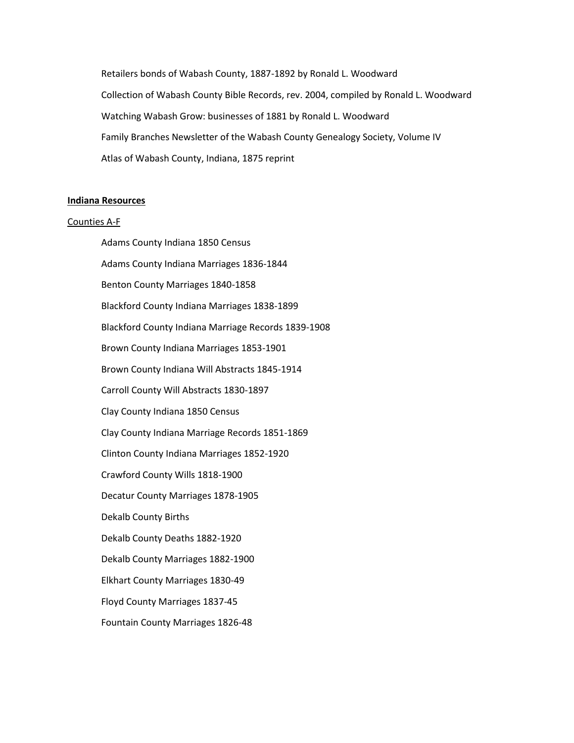Retailers bonds of Wabash County, 1887-1892 by Ronald L. Woodward

Collection of Wabash County Bible Records, rev. 2004, compiled by Ronald L. Woodward

Watching Wabash Grow: businesses of 1881 by Ronald L. Woodward

Family Branches Newsletter of the Wabash County Genealogy Society, Volume IV

Atlas of Wabash County, Indiana, 1875 reprint

**Indiana Resources**

Counties A-F

Adams County Indiana 1850 Census

Adams County Indiana Marriages 1836-1844

Benton County Marriages 1840-1858

Blackford County Indiana Marriages 1838-1899

Blackford County Indiana Marriage Records 1839-1908

Brown County Indiana Marriages 1853-1901

Brown County Indiana Will Abstracts 1845-1914

Carroll County Will Abstracts 1830-1897

Clay County Indiana 1850 Census

Clay County Indiana Marriage Records 1851-1869

Clinton County Indiana Marriages 1852-1920

Crawford County Wills 1818-1900

Decatur County Marriages 1878-1905

Dekalb County Births

Dekalb County Deaths 1882-1920

Dekalb County Marriages 1882-1900

Elkhart County Marriages 1830-49

Floyd County Marriages 1837-45

Fountain County Marriages 1826-48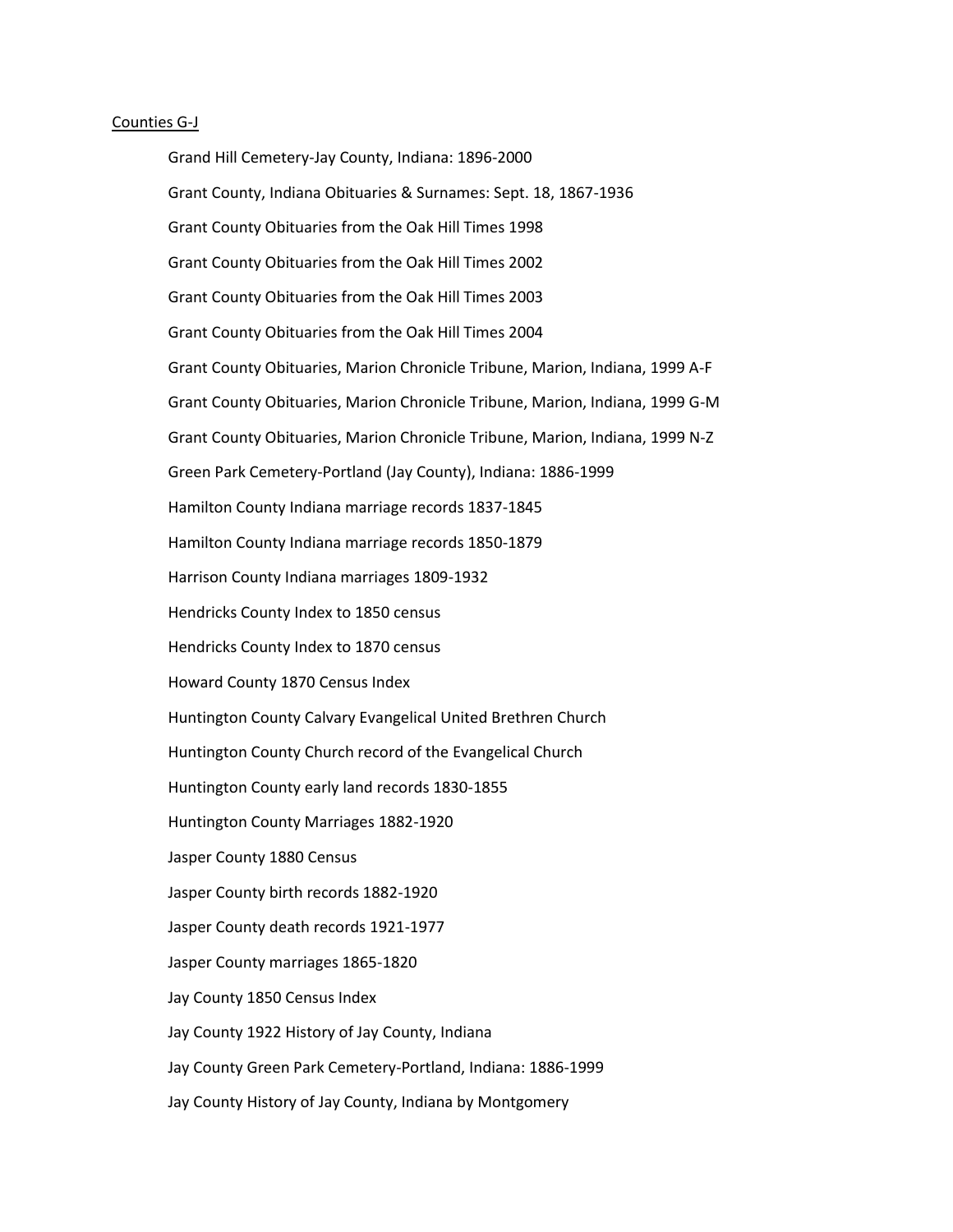Counties G-J

- Grand Hill Cemetery-Jay County, Indiana: 1896-2000
- Grant County, Indiana Obituaries & Surnames: Sept. 18, 1867-1936
- Grant County Obituaries from the Oak Hill Times 1998
- Grant County Obituaries from the Oak Hill Times 2002
- Grant County Obituaries from the Oak Hill Times 2003
- Grant County Obituaries from the Oak Hill Times 2004
- Grant County Obituaries, Marion Chronicle Tribune, Marion, Indiana, 1999 A-F
- Grant County Obituaries, Marion Chronicle Tribune, Marion, Indiana, 1999 G-M
- Grant County Obituaries, Marion Chronicle Tribune, Marion, Indiana, 1999 N-Z
- Green Park Cemetery-Portland (Jay County), Indiana: 1886-1999
- Hamilton County Indiana marriage records 1837-1845
- Hamilton County Indiana marriage records 1850-1879
- Harrison County Indiana marriages 1809-1932
- Hendricks County Index to 1850 census
- Hendricks County Index to 1870 census
- Howard County 1870 Census Index
- Huntington County Calvary Evangelical United Brethren Church
- Huntington County Church record of the Evangelical Church
- Huntington County early land records 1830-1855
- Huntington County Marriages 1882-1920
- Jasper County 1880 Census
- Jasper County birth records 1882-1920
- Jasper County death records 1921-1977
- Jasper County marriages 1865-1820
- Jay County 1850 Census Index
- Jay County 1922 History of Jay County, Indiana
- Jay County Green Park Cemetery-Portland, Indiana: 1886-1999
- Jay County History of Jay County, Indiana by Montgomery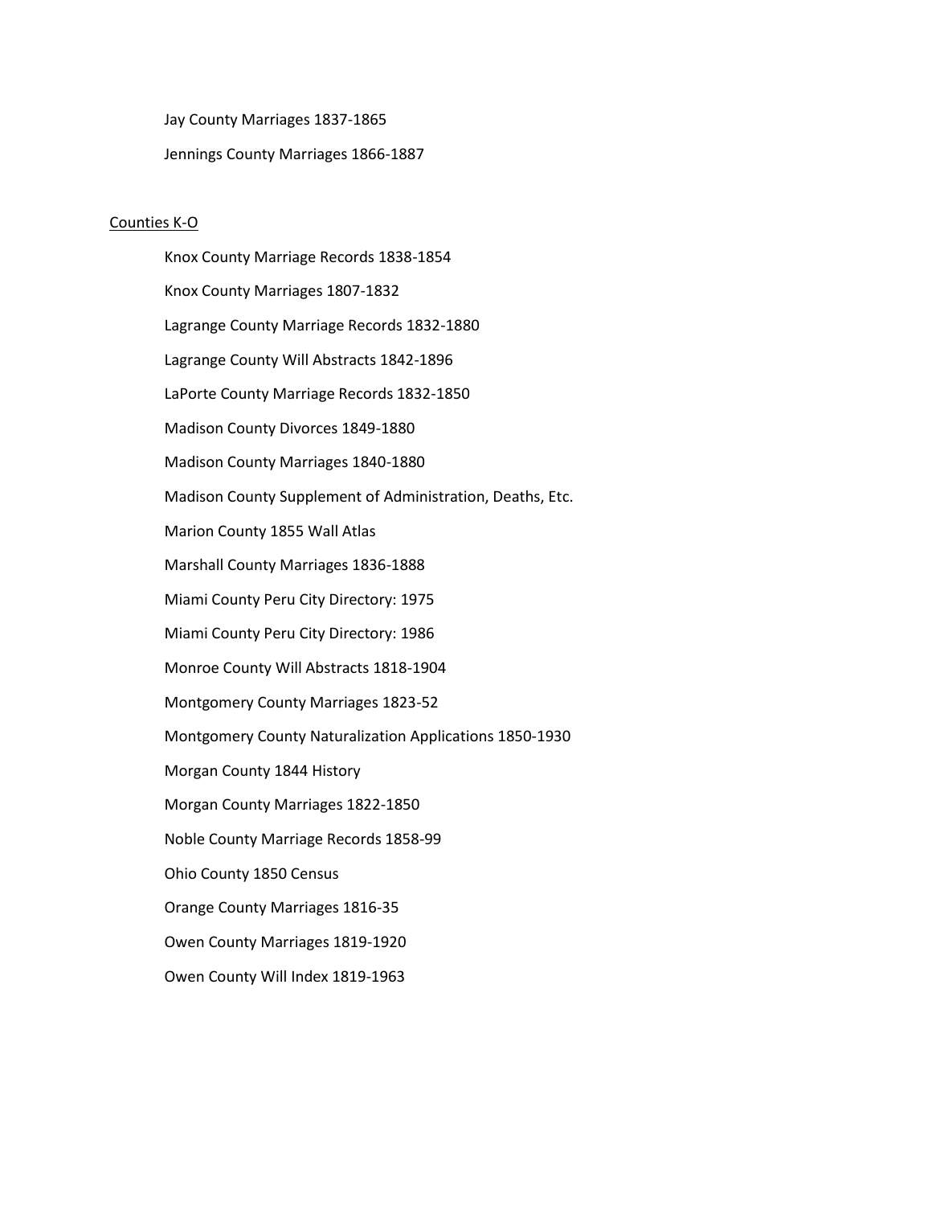Jay County Marriages 1837-1865

Jennings County Marriages 1866-1887

<u>Counties K-O</u>

Knox County Marriage Records 1838-1854

Knox County Marriages 1807-1832

Lagrange County Marriage Records 1832-1880

Lagrange County Will Abstracts 1842-1896

LaPorte County Marriage Records 1832-1850

Madison County Divorces 1849-1880

Madison County Marriages 1840-1880

Madison County Supplement of Administration, Deaths, Etc.

Marion County 1855 Wall Atlas

Marshall County Marriages 1836-1888

Miami County Peru City Directory: 1975

Miami County Peru City Directory: 1986

Monroe County Will Abstracts 1818-1904

Montgomery County Marriages 1823-52

Montgomery County Naturalization Applications 1850-1930

Morgan County 1844 History

Morgan County Marriages 1822-1850

Noble County Marriage Records 1858-99

Ohio County 1850 Census

Orange County Marriages 1816-35

Owen County Marriages 1819-1920

Owen County Will Index 1819-1963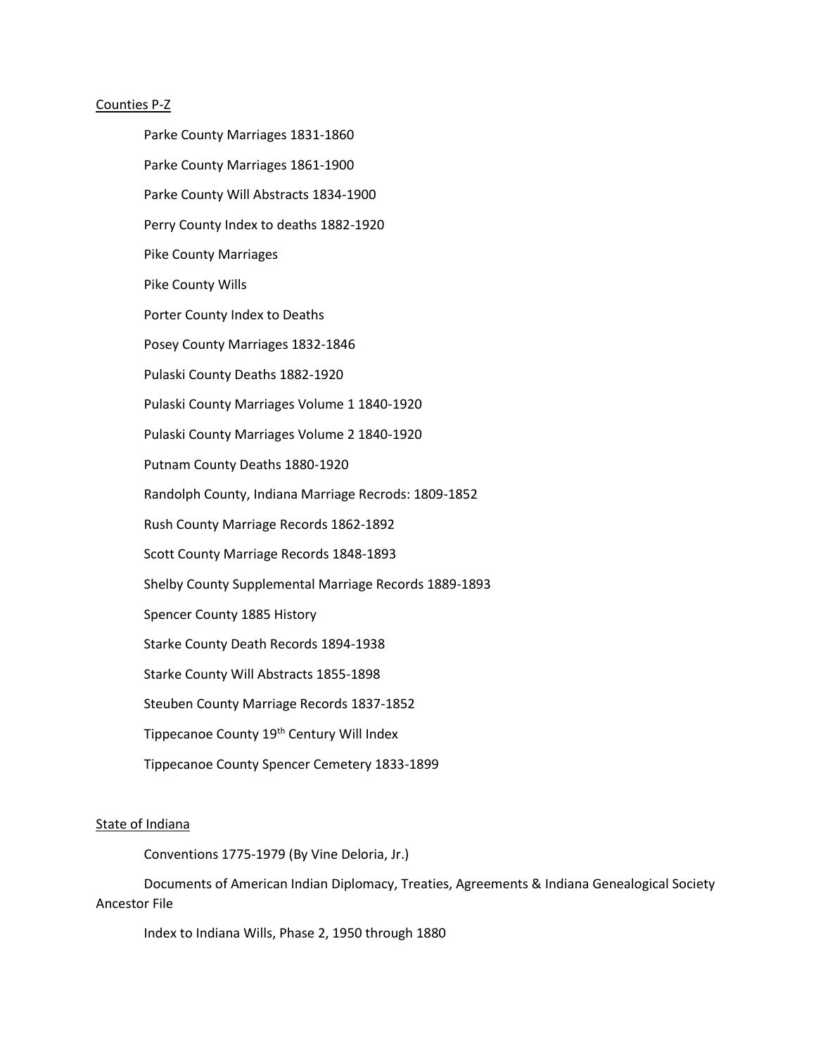Counties P-Z

Parke County Marriages 1831-1860

Parke County Marriages 1861-1900

Parke County Will Abstracts 1834-1900

Perry County Index to deaths 1882-1920

Pike County Marriages

Pike County Wills

Porter County Index to Deaths

Posey County Marriages 1832-1846

Pulaski County Deaths 1882-1920

Pulaski County Marriages Volume 1 1840-1920

Pulaski County Marriages Volume 2 1840-1920

Putnam County Deaths 1880-1920

Randolph County, Indiana Marriage Recrods: 1809-1852

Rush County Marriage Records 1862-1892

Scott County Marriage Records 1848-1893

Shelby County Supplemental Marriage Records 1889-1893

Spencer County 1885 History

Starke County Death Records 1894-1938

Starke County Will Abstracts 1855-1898

Steuben County Marriage Records 1837-1852

Tippecanoe County 19th Century Will Index

Tippecanoe County Spencer Cemetery 1833-1899

State of Indiana

Conventions 1775-1979 (By Vine Deloria, Jr.)

Documents of American Indian Diplomacy, Treaties, Agreements & Indiana Genealogical Society Ancestor File

Index to Indiana Wills, Phase 2, 1950 through 1880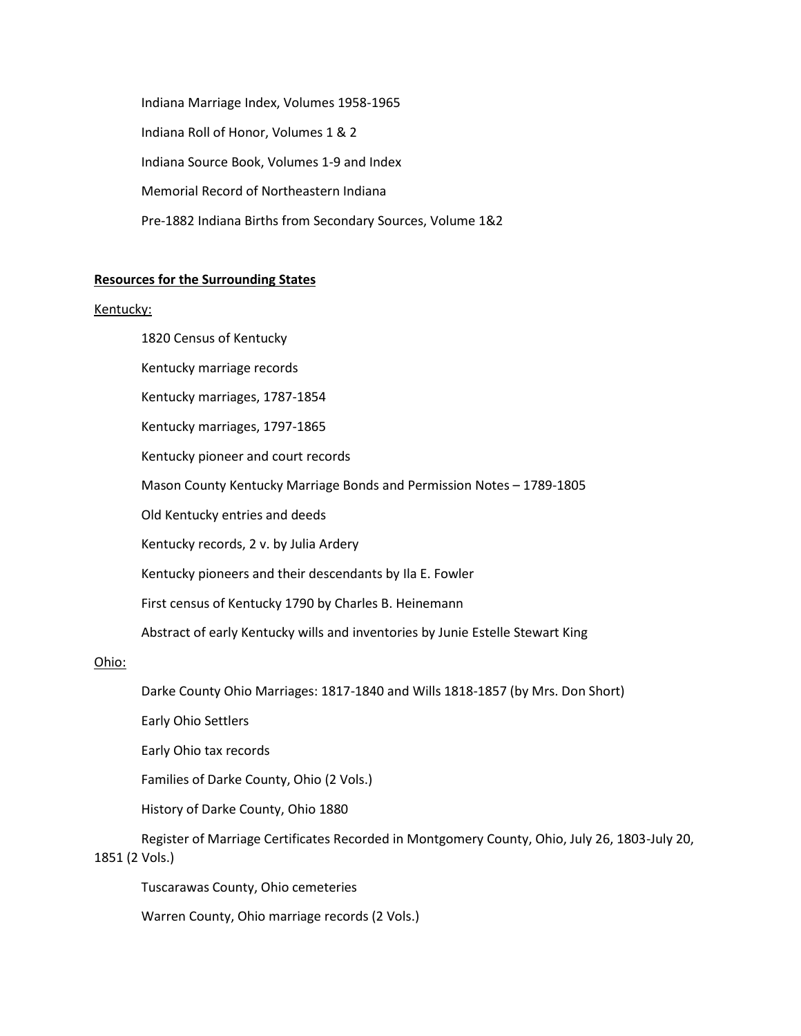Indiana Marriage Index, Volumes 1958-1965

Indiana Roll of Honor, Volumes 1 & 2

Indiana Source Book, Volumes 1-9 and Index

Memorial Record of Northeastern Indiana

Pre-1882 Indiana Births from Secondary Sources, Volume 1&2

**Resources for the Surrounding States**

Kentucky:

1820 Census of Kentucky

Kentucky marriage records

Kentucky marriages, 1787-1854

Kentucky marriages, 1797-1865

Kentucky pioneer and court records

Mason County Kentucky Marriage Bonds and Permission Notes – 1789-1805

Old Kentucky entries and deeds

Kentucky records, 2 v. by Julia Ardery

Kentucky pioneers and their descendants by Ila E. Fowler

First census of Kentucky 1790 by Charles B. Heinemann

Abstract of early Kentucky wills and inventories by Junie Estelle Stewart King

Ohio:

Darke County Ohio Marriages: 1817-1840 and Wills 1818-1857 (by Mrs. Don Short)

Early Ohio Settlers

Early Ohio tax records

Families of Darke County, Ohio (2 Vols.)

History of Darke County, Ohio 1880

Register of Marriage Certificates Recorded in Montgomery County, Ohio, July 26, 1803-July 20, 1851 (2 Vols.)

Tuscarawas County, Ohio cemeteries

Warren County, Ohio marriage records (2 Vols.)